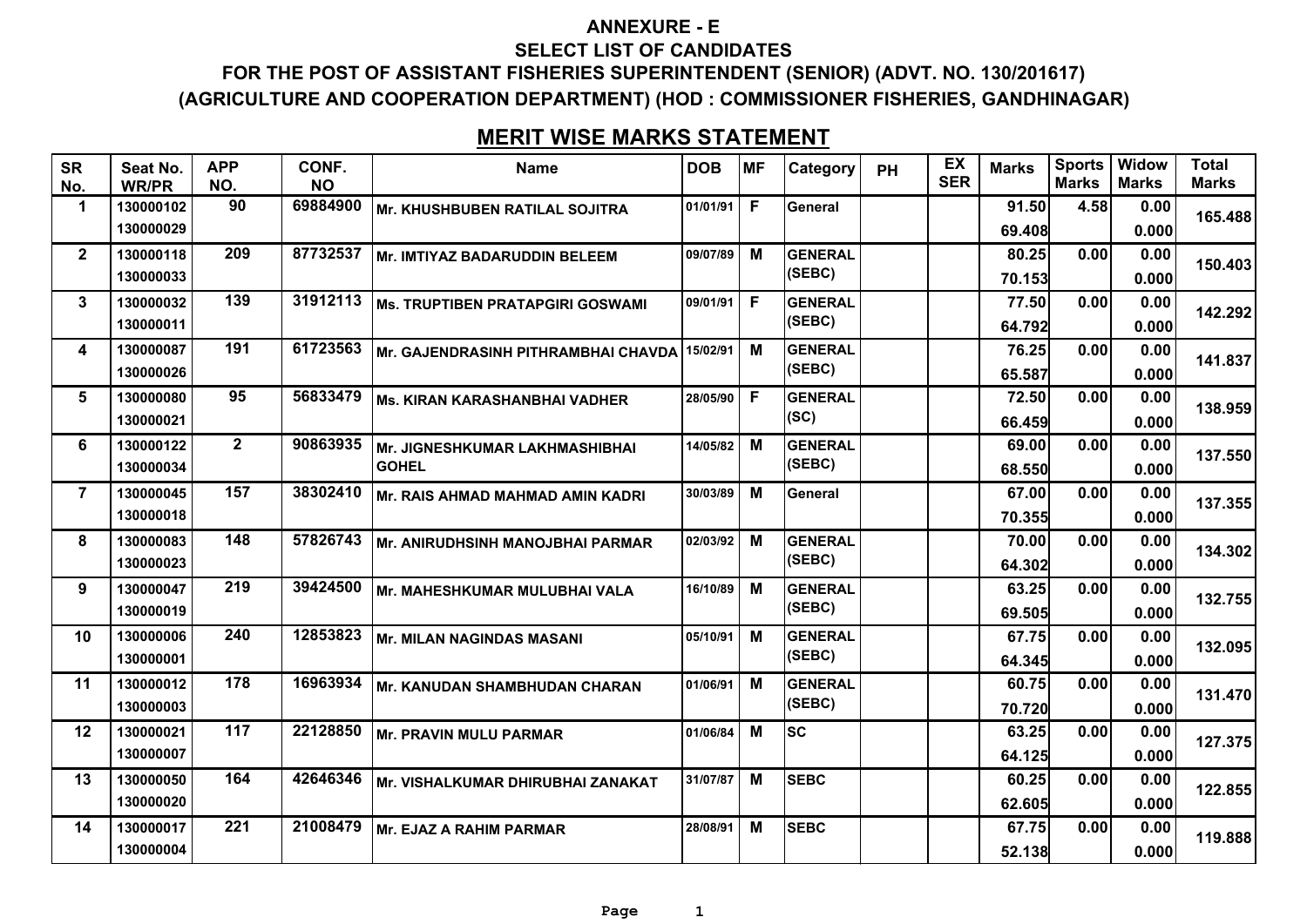## ANNEXURE - E

## SELECT LIST OF CANDIDATES

## FOR THE POST OF ASSISTANT FISHERIES SUPERINTENDENT (SENIOR) (ADVT. NO. 130/201617)

## (AGRICULTURE AND COOPERATION DEPARTMENT) (HOD : COMMISSIONER FISHERIES, GANDHINAGAR)

## MERIT WISE MARKS STATEMENT

| SR No. | Seat No. WR/PR | APP NO. | CONF. NO | Name | DOB | MF | Category | PH | EX SER | Marks | Sports Marks | Widow Marks | Total Marks |
|---|---|---|---|---|---|---|---|---|---|---|---|---|---|
| 1 | 130000102<br>130000029 | 90 | 69884900 | Mr. KHUSHBUBEN RATILAL SOJITRA | 01/01/91 | F | General | | | 91.50<br>69.408 | 4.58 | 0.00<br>0.000 | 165.488 |
| 2 | 130000118<br>130000033 | 209 | 87732537 | Mr. IMTIYAZ BADARUDDIN BELEEM | 09/07/89 | M | GENERAL (SEBC) | | | 80.25<br>70.153 | 0.00 | 0.00<br>0.000 | 150.403 |
| 3 | 130000032<br>130000011 | 139 | 31912113 | Ms. TRUPTIBEN PRATAPGIRI GOSWAMI | 09/01/91 | F | GENERAL (SEBC) | | | 77.50<br>64.792 | 0.00 | 0.00<br>0.000 | 142.292 |
| 4 | 130000087<br>130000026 | 191 | 61723563 | Mr. GAJENDRASINH PITHRAMBHAI CHAVDA | 15/02/91 | M | GENERAL (SEBC) | | | 76.25<br>65.587 | 0.00 | 0.00<br>0.000 | 141.837 |
| 5 | 130000080<br>130000021 | 95 | 56833479 | Ms. KIRAN KARASHANBHAI VADHER | 28/05/90 | F | GENERAL (SC) | | | 72.50<br>66.459 | 0.00 | 0.00<br>0.000 | 138.959 |
| 6 | 130000122<br>130000034 | 2 | 90863935 | Mr. JIGNESHKUMAR LAKHMASHIBHAI GOHEL | 14/05/82 | M | GENERAL (SEBC) | | | 69.00<br>68.550 | 0.00 | 0.00<br>0.000 | 137.550 |
| 7 | 130000045<br>130000018 | 157 | 38302410 | Mr. RAIS AHMAD MAHMAD AMIN KADRI | 30/03/89 | M | General | | | 67.00<br>70.355 | 0.00 | 0.00<br>0.000 | 137.355 |
| 8 | 130000083<br>130000023 | 148 | 57826743 | Mr. ANIRUDHSINH MANOJBHAI PARMAR | 02/03/92 | M | GENERAL (SEBC) | | | 70.00<br>64.302 | 0.00 | 0.00<br>0.000 | 134.302 |
| 9 | 130000047<br>130000019 | 219 | 39424500 | Mr. MAHESHKUMAR MULUBHAI VALA | 16/10/89 | M | GENERAL (SEBC) | | | 63.25<br>69.505 | 0.00 | 0.00<br>0.000 | 132.755 |
| 10 | 130000006<br>130000001 | 240 | 12853823 | Mr. MILAN NAGINDAS MASANI | 05/10/91 | M | GENERAL (SEBC) | | | 67.75<br>64.345 | 0.00 | 0.00<br>0.000 | 132.095 |
| 11 | 130000012<br>130000003 | 178 | 16963934 | Mr. KANUDAN SHAMBHUDAN CHARAN | 01/06/91 | M | GENERAL (SEBC) | | | 60.75<br>70.720 | 0.00 | 0.00<br>0.000 | 131.470 |
| 12 | 130000021<br>130000007 | 117 | 22128850 | Mr. PRAVIN MULU PARMAR | 01/06/84 | M | SC | | | 63.25<br>64.125 | 0.00 | 0.00<br>0.000 | 127.375 |
| 13 | 130000050<br>130000020 | 164 | 42646346 | Mr. VISHALKUMAR DHIRUBHAI ZANAKAT | 31/07/87 | M | SEBC | | | 60.25<br>62.605 | 0.00 | 0.00<br>0.000 | 122.855 |
| 14 | 130000017<br>130000004 | 221 | 21008479 | Mr. EJAZ A RAHIM PARMAR | 28/08/91 | M | SEBC | | | 67.75<br>52.138 | 0.00 | 0.00<br>0.000 | 119.888 |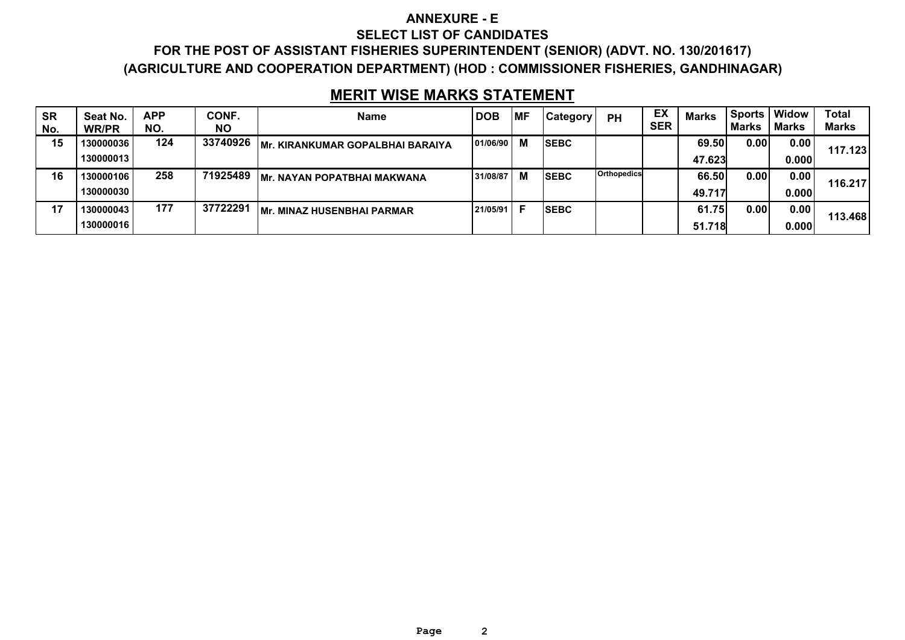# ANNEXURE - E

## SELECT LIST OF CANDIDATES

## FOR THE POST OF ASSISTANT FISHERIES SUPERINTENDENT (SENIOR) (ADVT. NO. 130/201617)

## (AGRICULTURE AND COOPERATION DEPARTMENT) (HOD : COMMISSIONER FISHERIES, GANDHINAGAR)

## MERIT WISE MARKS STATEMENT

| SR No. | Seat No. WR/PR | APP NO. | CONF. NO | Name | DOB | MF | Category | PH | EX SER | Marks | Sports Marks | Widow Marks | Total Marks |
|---|---|---|---|---|---|---|---|---|---|---|---|---|---|
| 15 | 130000036 | 124 | 33740926 | Mr. KIRANKUMAR GOPALBHAI BARAIYA | 01/06/90 | M | SEBC | | | 69.50 | 0.00 | 0.00 | 117.123 |
| | 130000013 | | | | | | | | | 47.623 | | 0.000 | |
| 16 | 130000106 | 258 | 71925489 | Mr. NAYAN POPATBHAI MAKWANA | 31/08/87 | M | SEBC | Orthopedics | | 66.50 | 0.00 | 0.00 | 116.217 |
| | 130000030 | | | | | | | | | 49.717 | | 0.000 | |
| 17 | 130000043 | 177 | 37722291 | Mr. MINAZ HUSENBHAI PARMAR | 21/05/91 | F | SEBC | | | 61.75 | 0.00 | 0.00 | 113.468 |
| | 130000016 | | | | | | | | | 51.718 | | 0.000 | |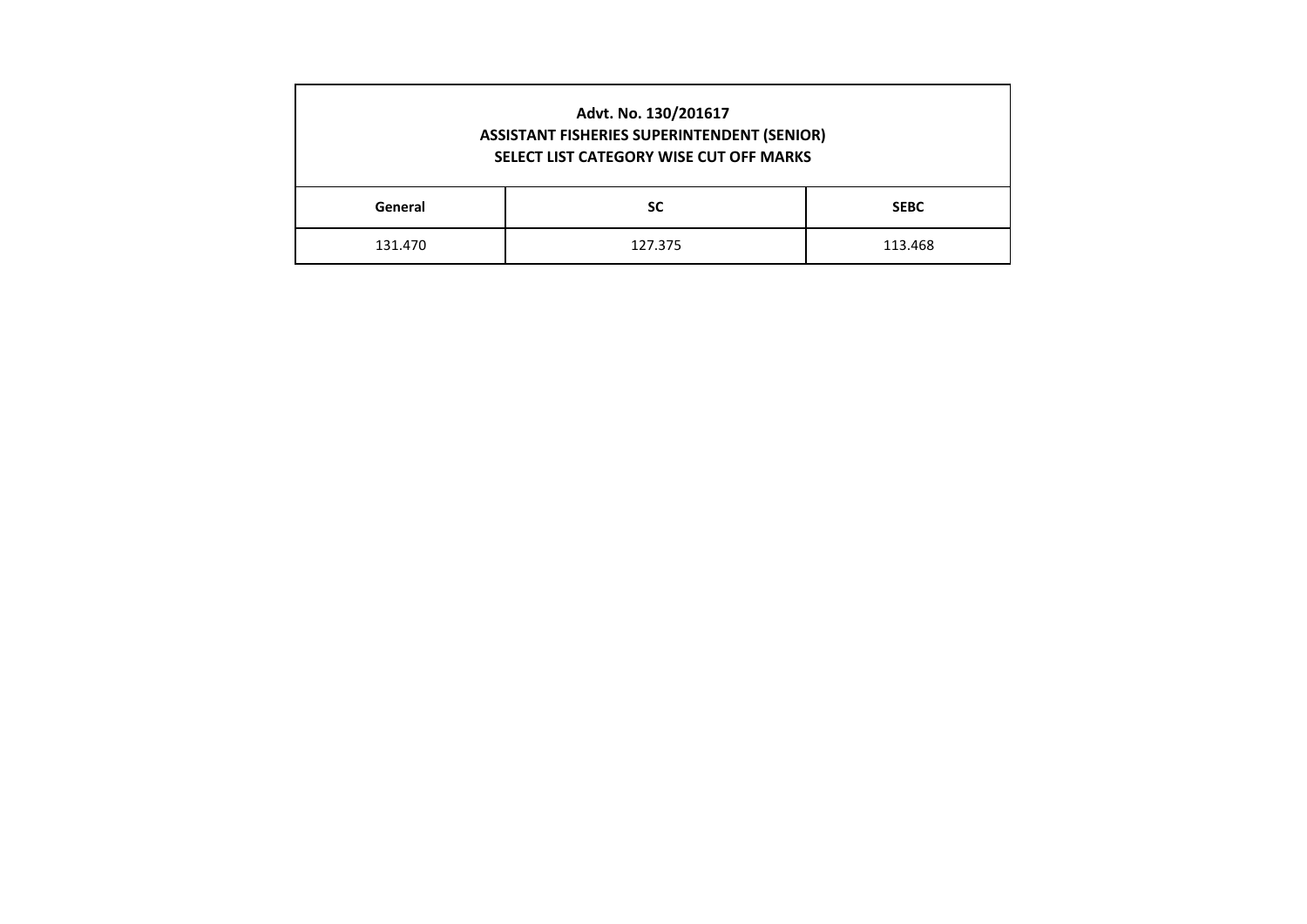**Advt. No. 130/201617**
**ASSISTANT FISHERIES SUPERINTENDENT (SENIOR)**
**SELECT LIST CATEGORY WISE CUT OFF MARKS**

| General | SC | SEBC |
|---|---|---|
| 131.470 | 127.375 | 113.468 |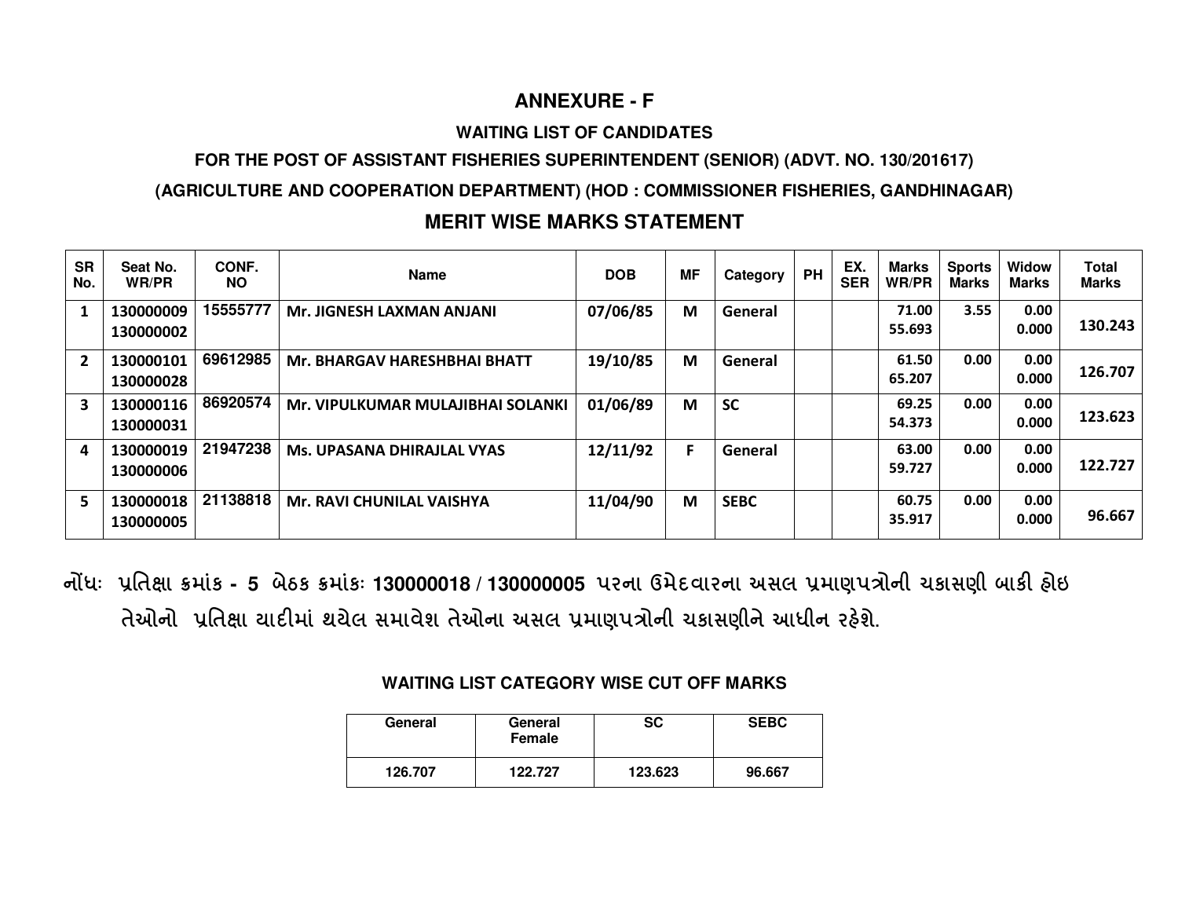## ANNEXURE - F

### WAITING LIST OF CANDIDATES

### FOR THE POST OF ASSISTANT FISHERIES SUPERINTENDENT (SENIOR) (ADVT. NO. 130/201617)

### (AGRICULTURE AND COOPERATION DEPARTMENT) (HOD : COMMISSIONER FISHERIES, GANDHINAGAR)

### MERIT WISE MARKS STATEMENT

| SR No. | Seat No. WR/PR | CONF. NO | Name | DOB | MF | Category | PH | EX. SER | Marks WR/PR | Sports Marks | Widow Marks | Total Marks |
|---|---|---|---|---|---|---|---|---|---|---|---|---|
| 1 | 130000009 130000002 | 15555777 | Mr. JIGNESH LAXMAN ANJANI | 07/06/85 | M | General | | | 71.00 55.693 | 3.55 | 0.00 0.000 | 130.243 |
| 2 | 130000101 130000028 | 69612985 | Mr. BHARGAV HARESHBHAI BHATT | 19/10/85 | M | General | | | 61.50 65.207 | 0.00 | 0.00 0.000 | 126.707 |
| 3 | 130000116 130000031 | 86920574 | Mr. VIPULKUMAR MULAJIBHAI SOLANKI | 01/06/89 | M | SC | | | 69.25 54.373 | 0.00 | 0.00 0.000 | 123.623 |
| 4 | 130000019 130000006 | 21947238 | Ms. UPASANA DHIRAJLAL VYAS | 12/11/92 | F | General | | | 63.00 59.727 | 0.00 | 0.00 0.000 | 122.727 |
| 5 | 130000018 130000005 | 21138818 | Mr. RAVI CHUNILAL VAISHYA | 11/04/90 | M | SEBC | | | 60.75 35.917 | 0.00 | 0.00 0.000 | 96.667 |

નોંધઃ પ્રતિક્ષા ક્રમાંક **- 5** બેઠક ક્રમાંકઃ **130000018 / 130000005** પરના ઉમેદવારના અસલ પ્રમાણપત્રોની ચકાસણી બાકી હોઇ તેઓનો પ્રતિક્ષા યાદીમાં થયેલ સમાવેશ તેઓના અસલ પ્રમાણપત્રોની ચકાસણીને આધીન રહેશે.

#### WAITING LIST CATEGORY WISE CUT OFF MARKS

| General | General Female | SC | SEBC |
|---|---|---|---|
| 126.707 | 122.727 | 123.623 | 96.667 |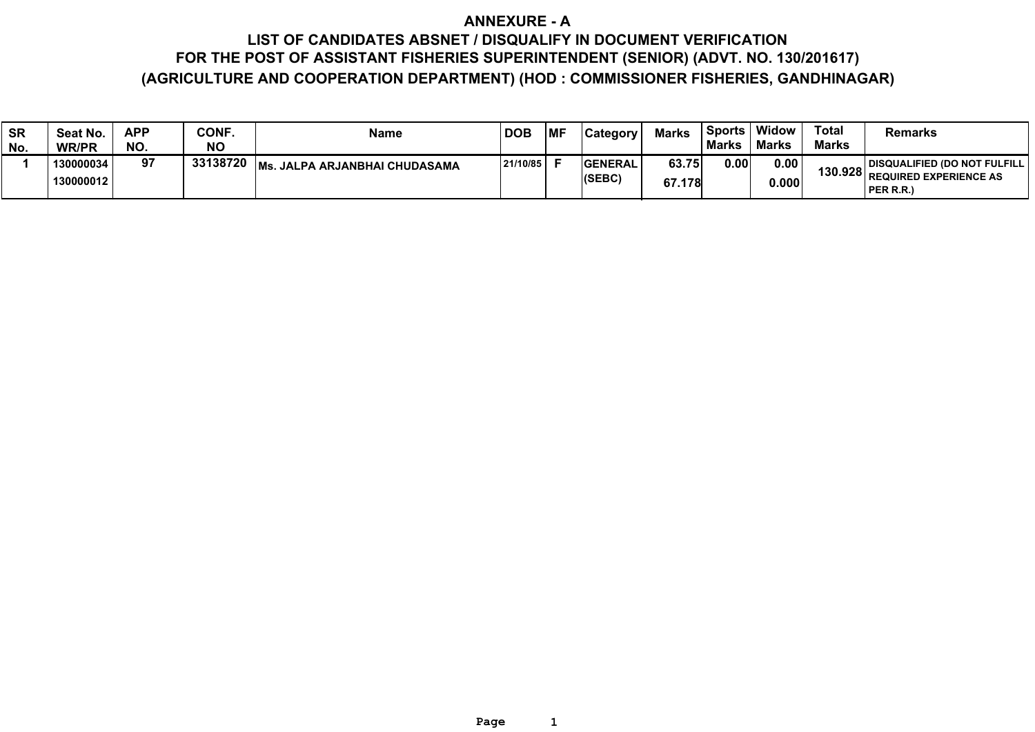# ANNEXURE - A

## LIST OF CANDIDATES ABSNET / DISQUALIFY IN DOCUMENT VERIFICATION FOR THE POST OF ASSISTANT FISHERIES SUPERINTENDENT (SENIOR) (ADVT. NO. 130/201617) (AGRICULTURE AND COOPERATION DEPARTMENT) (HOD : COMMISSIONER FISHERIES, GANDHINAGAR)

| SR No. | Seat No. WR/PR | APP NO. | CONF. NO | Name | DOB | MF | Category | Marks | Sports Marks | Widow Marks | Total Marks | Remarks |
|---|---|---|---|---|---|---|---|---|---|---|---|---|
| 1 | 130000034<br>130000012 | 97 | 33138720 | Ms. JALPA ARJANBHAI CHUDASAMA | 21/10/85 | F | GENERAL (SEBC) | 63.75<br>67.178 | 0.00 | 0.00<br>0.000 | 130.928 | DISQUALIFIED (DO NOT FULFILL REQUIRED EXPERIENCE AS PER R.R.) |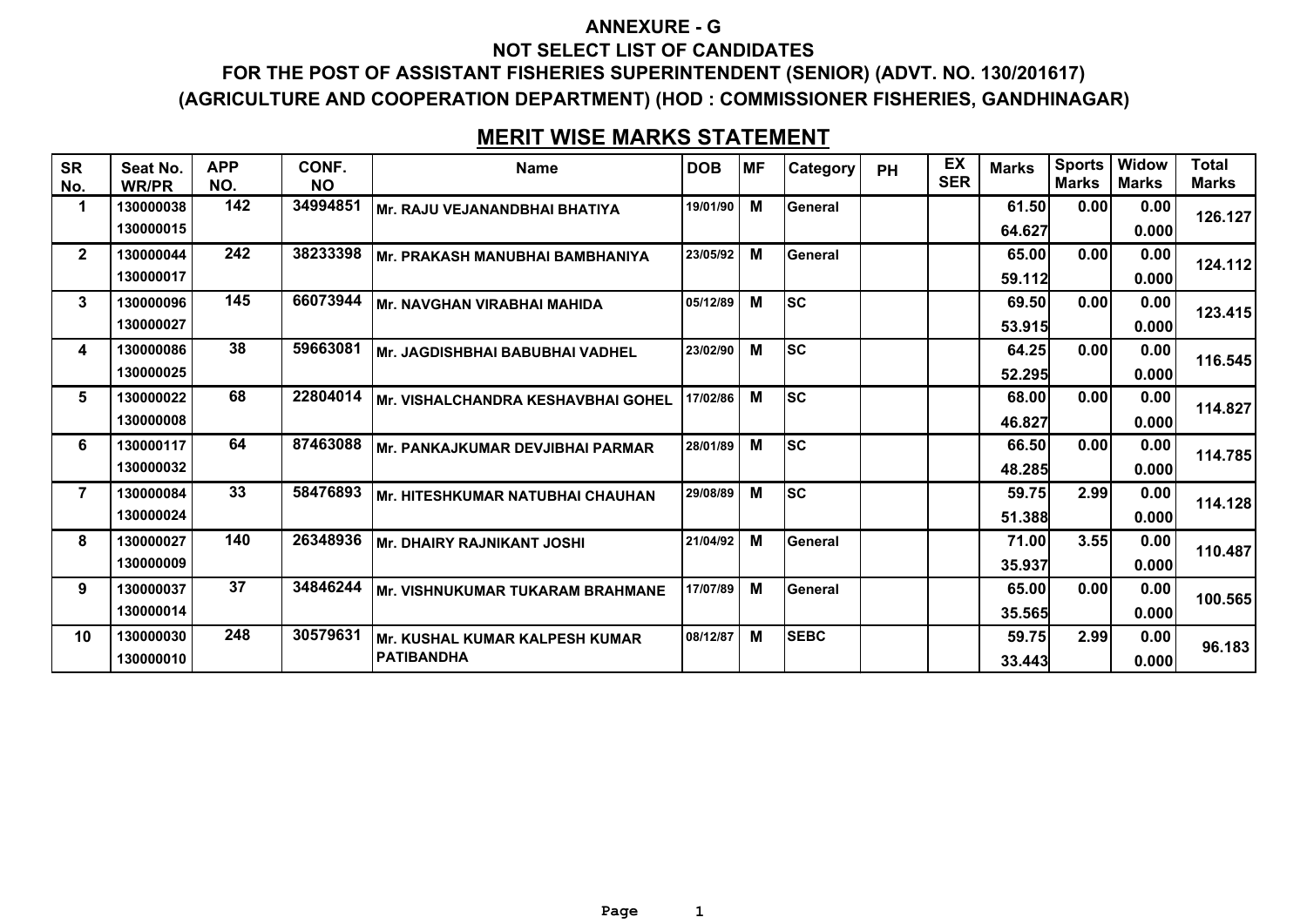# ANNEXURE - G

## NOT SELECT LIST OF CANDIDATES

## FOR THE POST OF ASSISTANT FISHERIES SUPERINTENDENT (SENIOR) (ADVT. NO. 130/201617)

## (AGRICULTURE AND COOPERATION DEPARTMENT) (HOD : COMMISSIONER FISHERIES, GANDHINAGAR)

## MERIT WISE MARKS STATEMENT

| SR No. | Seat No. WR/PR | APP NO. | CONF. NO | Name | DOB | MF | Category | PH | EX SER | Marks | Sports Marks | Widow Marks | Total Marks |
|---|---|---|---|---|---|---|---|---|---|---|---|---|---|
| 1 | 130000038<br>130000015 | 142 | 34994851 | Mr. RAJU VEJANANDBHAI BHATIYA | 19/01/90 | M | General | | | 61.50<br>64.627 | 0.00 | 0.00<br>0.000 | 126.127 |
| 2 | 130000044<br>130000017 | 242 | 38233398 | Mr. PRAKASH MANUBHAI BAMBHANIYA | 23/05/92 | M | General | | | 65.00<br>59.112 | 0.00 | 0.00<br>0.000 | 124.112 |
| 3 | 130000096<br>130000027 | 145 | 66073944 | Mr. NAVGHAN VIRABHAI MAHIDA | 05/12/89 | M | SC | | | 69.50<br>53.915 | 0.00 | 0.00<br>0.000 | 123.415 |
| 4 | 130000086<br>130000025 | 38 | 59663081 | Mr. JAGDISHBHAI BABUBHAI VADHEL | 23/02/90 | M | SC | | | 64.25<br>52.295 | 0.00 | 0.00<br>0.000 | 116.545 |
| 5 | 130000022<br>130000008 | 68 | 22804014 | Mr. VISHALCHANDRA KESHAVBHAI GOHEL | 17/02/86 | M | SC | | | 68.00<br>46.827 | 0.00 | 0.00<br>0.000 | 114.827 |
| 6 | 130000117<br>130000032 | 64 | 87463088 | Mr. PANKAJKUMAR DEVJIBHAI PARMAR | 28/01/89 | M | SC | | | 66.50<br>48.285 | 0.00 | 0.00<br>0.000 | 114.785 |
| 7 | 130000084<br>130000024 | 33 | 58476893 | Mr. HITESHKUMAR NATUBHAI CHAUHAN | 29/08/89 | M | SC | | | 59.75<br>51.388 | 2.99 | 0.00<br>0.000 | 114.128 |
| 8 | 130000027<br>130000009 | 140 | 26348936 | Mr. DHAIRY RAJNIKANT JOSHI | 21/04/92 | M | General | | | 71.00<br>35.937 | 3.55 | 0.00<br>0.000 | 110.487 |
| 9 | 130000037<br>130000014 | 37 | 34846244 | Mr. VISHNUKUMAR TUKARAM BRAHMANE | 17/07/89 | M | General | | | 65.00<br>35.565 | 0.00 | 0.00<br>0.000 | 100.565 |
| 10 | 130000030<br>130000010 | 248 | 30579631 | Mr. KUSHAL KUMAR KALPESH KUMAR PATIBANDHA | 08/12/87 | M | SEBC | | | 59.75<br>33.443 | 2.99 | 0.00<br>0.000 | 96.183 |